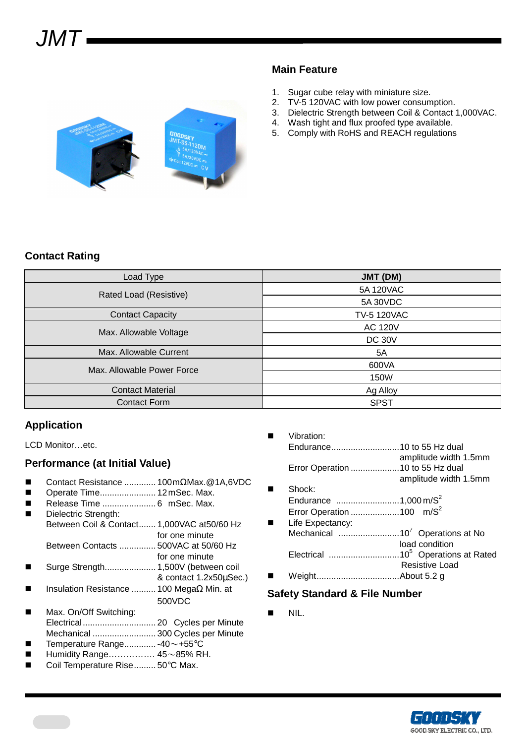# JMT

## Main Feature

1. Sugar cube relay with miniature size.
2. TV-5 120VAC with low power consumption.
3. Dielectric Strength between Coil & Contact 1,000VAC.
4. Wash tight and flux proofed type available.
5. Comply with RoHS and REACH regulations

## Contact Rating

| Load Type | JMT (DM) |
|---|---|
| Rated Load (Resistive) | 5A 120VAC |
| | 5A 30VDC |
| Contact Capacity | TV-5 120VAC |
| Max. Allowable Voltage | AC 120V |
| | DC 30V |
| Max. Allowable Current | 5A |
| Max. Allowable Power Force | 600VA |
| | 150W |
| Contact Material | Ag Alloy |
| Contact Form | SPST |

## Application

LCD Monitor…etc.

## Performance (at Initial Value)

- Contact Resistance ............. 100mΩMax.@1A,6VDC
- Operate Time....................... 12mSec. Max.
- Release Time ...................... 6 mSec. Max.
- Dielectric Strength:
  - Between Coil & Contact....... 1,000VAC at50/60 Hz for one minute
  - Between Contacts ............... 500VAC at 50/60 Hz for one minute
- Surge Strength..................... 1,500V (between coil & contact 1.2x50µSec.)
- Insulation Resistance .......... 100 MegaΩ Min. at 500VDC
- Max. On/Off Switching:
  - Electrical.............................. 20 Cycles per Minute
  - Mechanical .......................... 300 Cycles per Minute
- Temperature Range............. -40～+55℃
- Humidity Range……………. 45～85% RH.
- Coil Temperature Rise......... 50℃ Max.
- Vibration:
  - Endurance............................10 to 55 Hz dual amplitude width 1.5mm
  - Error Operation ....................10 to 55 Hz dual amplitude width 1.5mm
- Shock:
  - Endurance ..........................1,000 $m/S^2$
  - Error Operation ....................100 $m/S^2$
- Life Expectancy:
  - Mechanical .........................$10^7$ Operations at No load condition
  - Electrical .............................$10^5$ Operations at Rated Resistive Load
- Weight..................................About 5.2 g

## Safety Standard & File Number

- NIL.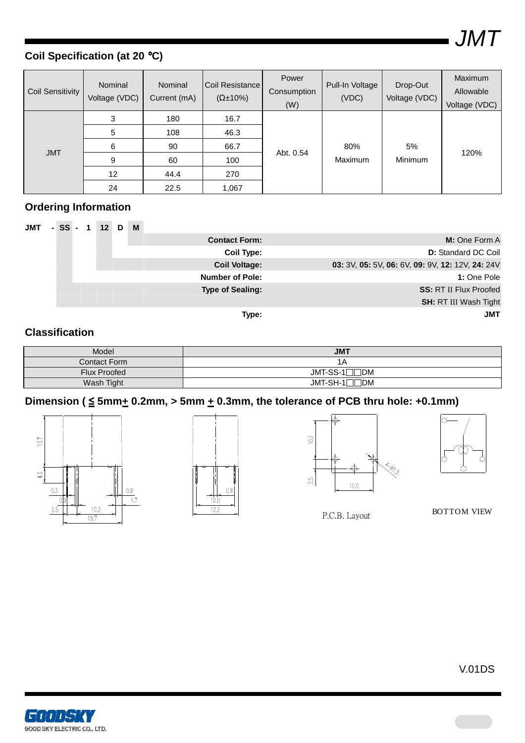## Coil Specification (at 20 ℃)

| Coil Sensitivity | Nominal Voltage (VDC) | Nominal Current (mA) | Coil Resistance (Ω±10%) | Power Consumption (W) | Pull-In Voltage (VDC) | Drop-Out Voltage (VDC) | Maximum Allowable Voltage (VDC) |
|---|---|---|---|---|---|---|---|
| JMT | 3 | 180 | 16.7 | Abt. 0.54 | 80% Maximum | 5% Minimum | 120% |
| | 5 | 108 | 46.3 | | | | |
| | 6 | 90 | 66.7 | | | | |
| | 9 | 60 | 100 | | | | |
| | 12 | 44.4 | 270 | | | | |
| | 24 | 22.5 | 1,067 | | | | |

## Ordering Information

**JMT - SS - 1 12 D M**

| | |
|---|---|
| **Contact Form:** | **M:** One Form A |
| **Coil Type:** | **D:** Standard DC Coil |
| **Coil Voltage:** | **03:** 3V, **05:** 5V, **06:** 6V, **09:** 9V, **12:** 12V, **24:** 24V |
| **Number of Pole:** | **1:** One Pole |
| **Type of Sealing:** | **SS:** RT II Flux Proofed<br>**SH:** RT III Wash Tight |
| **Type:** | **JMT** |

## Classification

| Model | JMT |
|---|---|
| Contact Form | 1A |
| Flux Proofed | JMT-SS-1□□DM |
| Wash Tight | JMT-SH-1□□DM |

## Dimension ( ≦ 5mm± 0.2mm, > 5mm ± 0.3mm, the tolerance of PCB thru hole: +0.1mm)

13.7
4.0
0.3
0.9
2.5
10.2
15.7
0.9
1.7

0.9
10.0
12.2

10.2
2.5
10.0
4-Ø1.3

P.C.B. Layout

BOTTOM VIEW

V.01DS